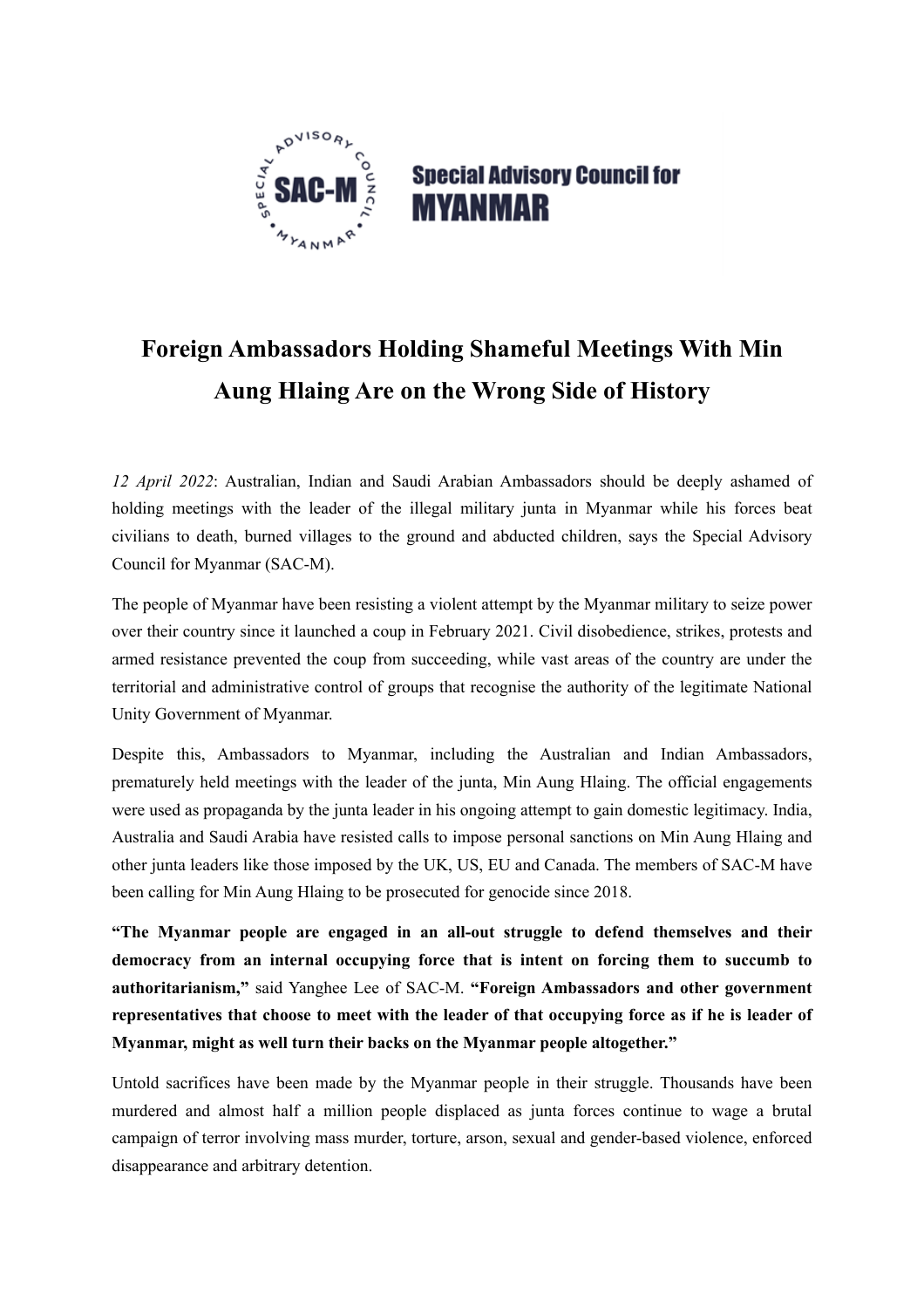**Special Advisory Council for MYANMAR**

# Foreign Ambassadors Holding Shameful Meetings With Min Aung Hlaing Are on the Wrong Side of History

*12 April 2022*: Australian, Indian and Saudi Arabian Ambassadors should be deeply ashamed of holding meetings with the leader of the illegal military junta in Myanmar while his forces beat civilians to death, burned villages to the ground and abducted children, says the Special Advisory Council for Myanmar (SAC-M).

The people of Myanmar have been resisting a violent attempt by the Myanmar military to seize power over their country since it launched a coup in February 2021. Civil disobedience, strikes, protests and armed resistance prevented the coup from succeeding, while vast areas of the country are under the territorial and administrative control of groups that recognise the authority of the legitimate National Unity Government of Myanmar.

Despite this, Ambassadors to Myanmar, including the Australian and Indian Ambassadors, prematurely held meetings with the leader of the junta, Min Aung Hlaing. The official engagements were used as propaganda by the junta leader in his ongoing attempt to gain domestic legitimacy. India, Australia and Saudi Arabia have resisted calls to impose personal sanctions on Min Aung Hlaing and other junta leaders like those imposed by the UK, US, EU and Canada. The members of SAC-M have been calling for Min Aung Hlaing to be prosecuted for genocide since 2018.

**"The Myanmar people are engaged in an all-out struggle to defend themselves and their democracy from an internal occupying force that is intent on forcing them to succumb to authoritarianism,"** said Yanghee Lee of SAC-M. **"Foreign Ambassadors and other government representatives that choose to meet with the leader of that occupying force as if he is leader of Myanmar, might as well turn their backs on the Myanmar people altogether."**

Untold sacrifices have been made by the Myanmar people in their struggle. Thousands have been murdered and almost half a million people displaced as junta forces continue to wage a brutal campaign of terror involving mass murder, torture, arson, sexual and gender-based violence, enforced disappearance and arbitrary detention.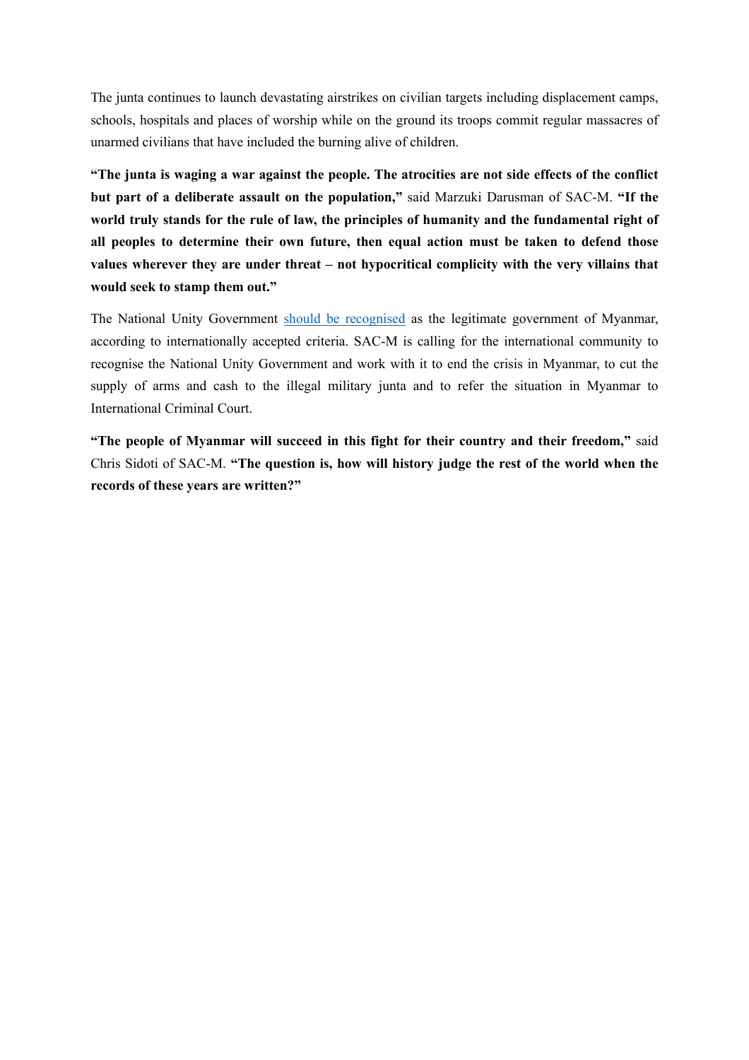The junta continues to launch devastating airstrikes on civilian targets including displacement camps, schools, hospitals and places of worship while on the ground its troops commit regular massacres of unarmed civilians that have included the burning alive of children.

**"The junta is waging a war against the people. The atrocities are not side effects of the conflict but part of a deliberate assault on the population,"** said Marzuki Darusman of SAC-M. **"If the world truly stands for the rule of law, the principles of humanity and the fundamental right of all peoples to determine their own future, then equal action must be taken to defend those values wherever they are under threat – not hypocritical complicity with the very villains that would seek to stamp them out."**

The National Unity Government should be recognised as the legitimate government of Myanmar, according to internationally accepted criteria. SAC-M is calling for the international community to recognise the National Unity Government and work with it to end the crisis in Myanmar, to cut the supply of arms and cash to the illegal military junta and to refer the situation in Myanmar to International Criminal Court.

**"The people of Myanmar will succeed in this fight for their country and their freedom,"** said Chris Sidoti of SAC-M. **"The question is, how will history judge the rest of the world when the records of these years are written?"**